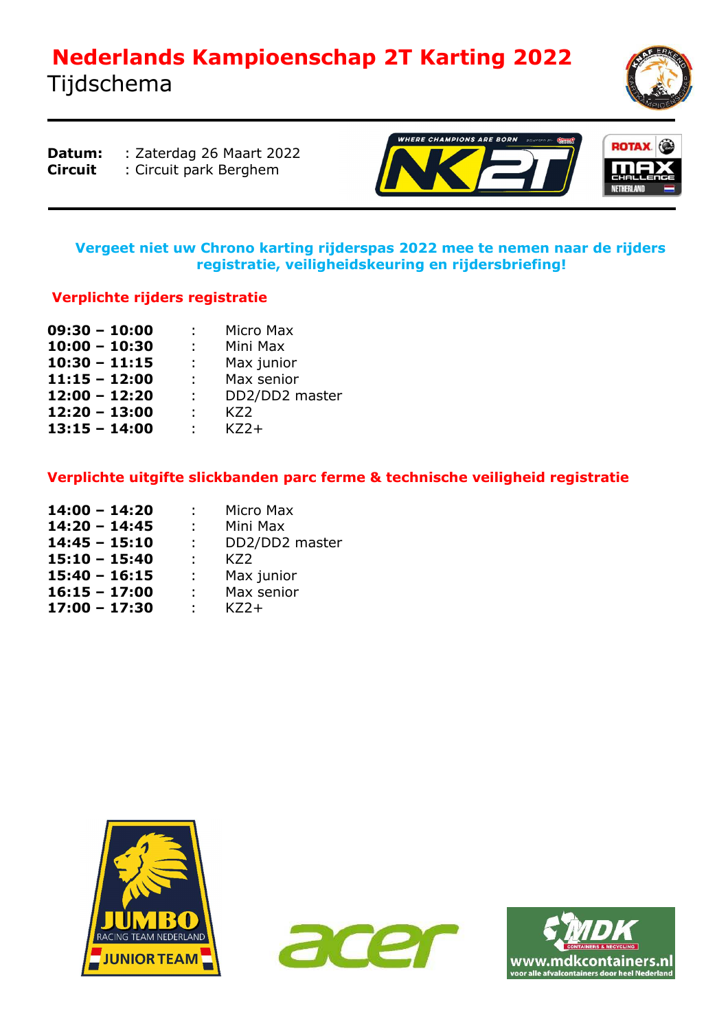# Nederlands Kampioenschap 2T Karting 2022

Tijdschema

**Datum:** : Zaterdag 26 Maart 2022
**Circuit** : Circuit park Berghem

**Vergeet niet uw Chrono karting rijderspas 2022 mee te nemen naar de rijders registratie, veiligheidskeuring en rijdersbriefing!**

## Verplichte rijders registratie

| | | |
|---|---|---|
| **09:30 – 10:00** | : | Micro Max |
| **10:00 – 10:30** | : | Mini Max |
| **10:30 – 11:15** | : | Max junior |
| **11:15 – 12:00** | : | Max senior |
| **12:00 – 12:20** | : | DD2/DD2 master |
| **12:20 – 13:00** | : | KZ2 |
| **13:15 – 14:00** | : | KZ2+ |

## Verplichte uitgifte slickbanden parc ferme & technische veiligheid registratie

| | | |
|---|---|---|
| **14:00 – 14:20** | : | Micro Max |
| **14:20 – 14:45** | : | Mini Max |
| **14:45 – 15:10** | : | DD2/DD2 master |
| **15:10 – 15:40** | : | KZ2 |
| **15:40 – 16:15** | : | Max junior |
| **16:15 – 17:00** | : | Max senior |
| **17:00 – 17:30** | : | KZ2+ |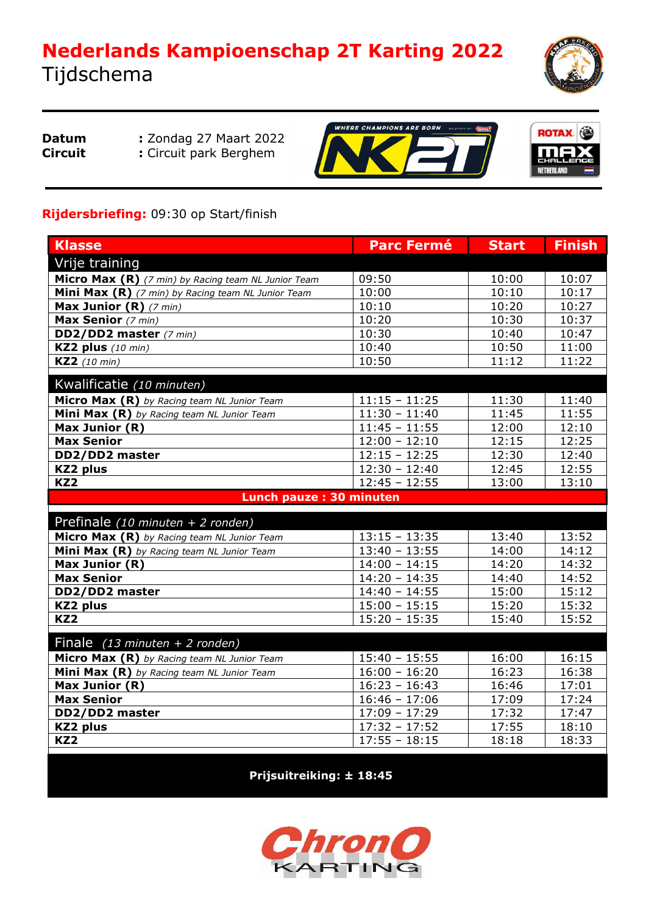# Nederlands Kampioenschap 2T Karting 2022

Tijdschema

**Datum** : Zondag 27 Maart 2022
**Circuit** : Circuit park Berghem

**Rijdersbriefing:** 09:30 op Start/finish

| Klasse | Parc Fermé | Start | Finish |
|---|---|---|---|
| **Vrije training** | | | |
| **Micro Max (R)** *(7 min) by Racing team NL Junior Team* | 09:50 | 10:00 | 10:07 |
| **Mini Max (R)** *(7 min) by Racing team NL Junior Team* | 10:00 | 10:10 | 10:17 |
| **Max Junior (R)** *(7 min)* | 10:10 | 10:20 | 10:27 |
| **Max Senior** *(7 min)* | 10:20 | 10:30 | 10:37 |
| **DD2/DD2 master** *(7 min)* | 10:30 | 10:40 | 10:47 |
| **KZ2 plus** *(10 min)* | 10:40 | 10:50 | 11:00 |
| **KZ2** *(10 min)* | 10:50 | 11:12 | 11:22 |
| **Kwalificatie** *(10 minuten)* | | | |
| **Micro Max (R)** *by Racing team NL Junior Team* | 11:15 – 11:25 | 11:30 | 11:40 |
| **Mini Max (R)** *by Racing team NL Junior Team* | 11:30 – 11:40 | 11:45 | 11:55 |
| **Max Junior (R)** | 11:45 – 11:55 | 12:00 | 12:10 |
| **Max Senior** | 12:00 – 12:10 | 12:15 | 12:25 |
| **DD2/DD2 master** | 12:15 – 12:25 | 12:30 | 12:40 |
| **KZ2 plus** | 12:30 – 12:40 | 12:45 | 12:55 |
| **KZ2** | 12:45 – 12:55 | 13:00 | 13:10 |
| **Lunch pauze : 30 minuten** | | | |
| **Prefinale** *(10 minuten + 2 ronden)* | | | |
| **Micro Max (R)** *by Racing team NL Junior Team* | 13:15 – 13:35 | 13:40 | 13:52 |
| **Mini Max (R)** *by Racing team NL Junior Team* | 13:40 – 13:55 | 14:00 | 14:12 |
| **Max Junior (R)** | 14:00 – 14:15 | 14:20 | 14:32 |
| **Max Senior** | 14:20 – 14:35 | 14:40 | 14:52 |
| **DD2/DD2 master** | 14:40 – 14:55 | 15:00 | 15:12 |
| **KZ2 plus** | 15:00 – 15:15 | 15:20 | 15:32 |
| **KZ2** | 15:20 – 15:35 | 15:40 | 15:52 |
| **Finale** *(13 minuten + 2 ronden)* | | | |
| **Micro Max (R)** *by Racing team NL Junior Team* | 15:40 – 15:55 | 16:00 | 16:15 |
| **Mini Max (R)** *by Racing team NL Junior Team* | 16:00 – 16:20 | 16:23 | 16:38 |
| **Max Junior (R)** | 16:23 – 16:43 | 16:46 | 17:01 |
| **Max Senior** | 16:46 – 17:06 | 17:09 | 17:24 |
| **DD2/DD2 master** | 17:09 – 17:29 | 17:32 | 17:47 |
| **KZ2 plus** | 17:32 – 17:52 | 17:55 | 18:10 |
| **KZ2** | 17:55 – 18:15 | 18:18 | 18:33 |

**Prijsuitreiking: ± 18:45**